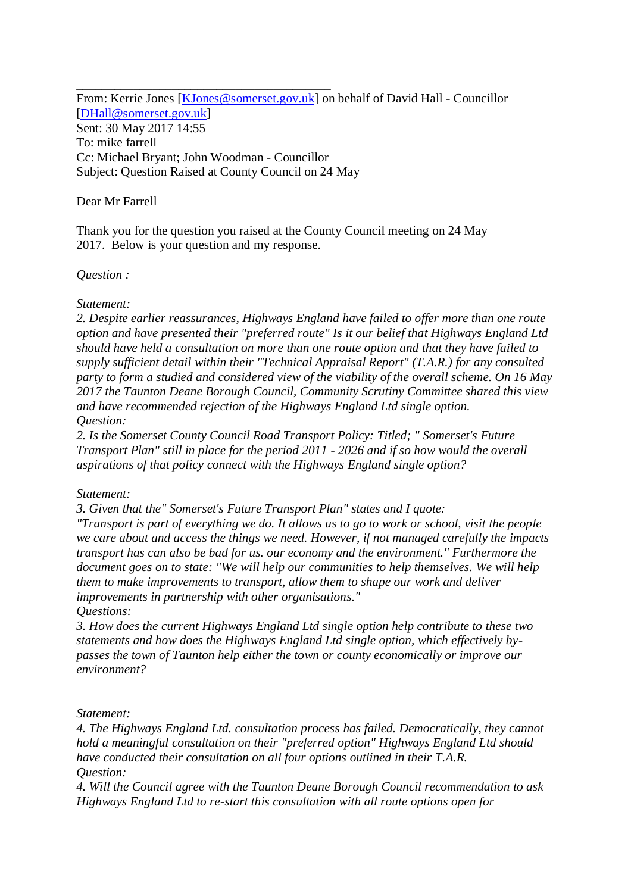---

From: Kerrie Jones [KJones@somerset.gov.uk] on behalf of David Hall - Councillor [DHall@somerset.gov.uk]
Sent: 30 May 2017 14:55
To: mike farrell
Cc: Michael Bryant; John Woodman - Councillor
Subject: Question Raised at County Council on 24 May

Dear Mr Farrell

Thank you for the question you raised at the County Council meeting on 24 May 2017. Below is your question and my response.

*Question :*

*Statement:*
*2. Despite earlier reassurances, Highways England have failed to offer more than one route option and have presented their "preferred route" Is it our belief that Highways England Ltd should have held a consultation on more than one route option and that they have failed to supply sufficient detail within their "Technical Appraisal Report" (T.A.R.) for any consulted party to form a studied and considered view of the viability of the overall scheme. On 16 May 2017 the Taunton Deane Borough Council, Community Scrutiny Committee shared this view and have recommended rejection of the Highways England Ltd single option.*
*Question:*
*2. Is the Somerset County Council Road Transport Policy: Titled; " Somerset's Future Transport Plan" still in place for the period 2011 - 2026 and if so how would the overall aspirations of that policy connect with the Highways England single option?*

*Statement:*
*3. Given that the" Somerset's Future Transport Plan" states and I quote:*
*"Transport is part of everything we do. It allows us to go to work or school, visit the people we care about and access the things we need. However, if not managed carefully the impacts transport has can also be bad for us. our economy and the environment." Furthermore the document goes on to state: "We will help our communities to help themselves. We will help them to make improvements to transport, allow them to shape our work and deliver improvements in partnership with other organisations."*
*Questions:*
*3. How does the current Highways England Ltd single option help contribute to these two statements and how does the Highways England Ltd single option, which effectively by-passes the town of Taunton help either the town or county economically or improve our environment?*

*Statement:*
*4. The Highways England Ltd. consultation process has failed. Democratically, they cannot hold a meaningful consultation on their "preferred option" Highways England Ltd should have conducted their consultation on all four options outlined in their T.A.R.*
*Question:*
*4. Will the Council agree with the Taunton Deane Borough Council recommendation to ask Highways England Ltd to re-start this consultation with all route options open for*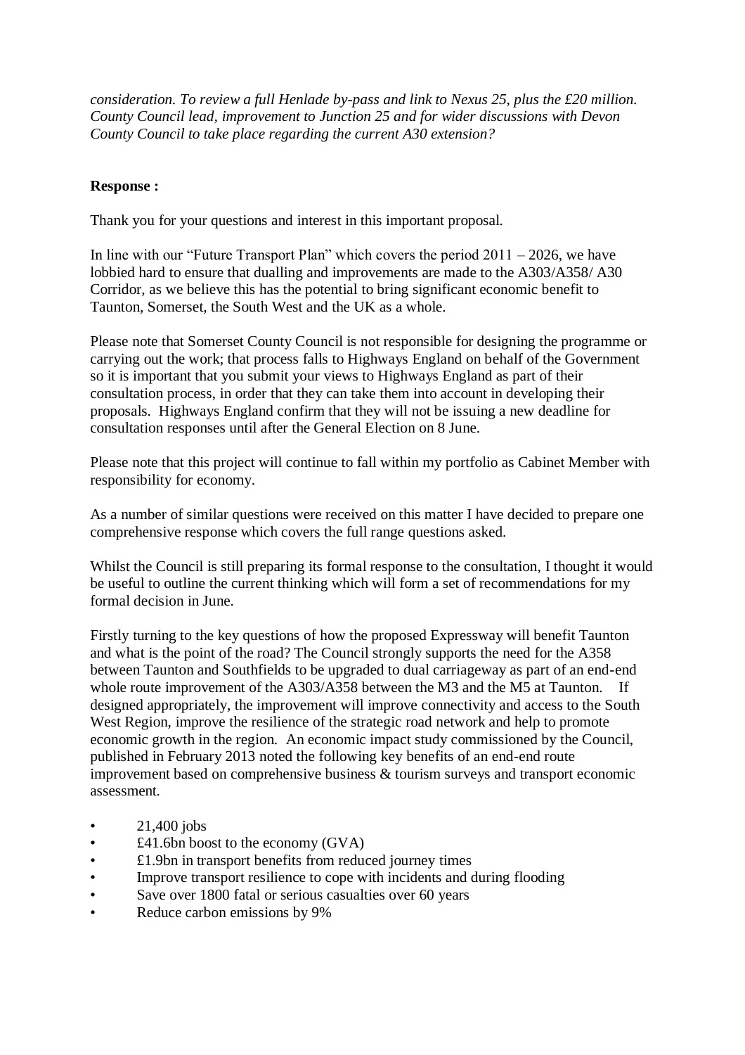*consideration. To review a full Henlade by-pass and link to Nexus 25, plus the £20 million. County Council lead, improvement to Junction 25 and for wider discussions with Devon County Council to take place regarding the current A30 extension?*

**Response :**

Thank you for your questions and interest in this important proposal.

In line with our "Future Transport Plan" which covers the period 2011 – 2026, we have lobbied hard to ensure that dualling and improvements are made to the A303/A358/ A30 Corridor, as we believe this has the potential to bring significant economic benefit to Taunton, Somerset, the South West and the UK as a whole.

Please note that Somerset County Council is not responsible for designing the programme or carrying out the work; that process falls to Highways England on behalf of the Government so it is important that you submit your views to Highways England as part of their consultation process, in order that they can take them into account in developing their proposals. Highways England confirm that they will not be issuing a new deadline for consultation responses until after the General Election on 8 June.

Please note that this project will continue to fall within my portfolio as Cabinet Member with responsibility for economy.

As a number of similar questions were received on this matter I have decided to prepare one comprehensive response which covers the full range questions asked.

Whilst the Council is still preparing its formal response to the consultation, I thought it would be useful to outline the current thinking which will form a set of recommendations for my formal decision in June.

Firstly turning to the key questions of how the proposed Expressway will benefit Taunton and what is the point of the road? The Council strongly supports the need for the A358 between Taunton and Southfields to be upgraded to dual carriageway as part of an end-end whole route improvement of the A303/A358 between the M3 and the M5 at Taunton. If designed appropriately, the improvement will improve connectivity and access to the South West Region, improve the resilience of the strategic road network and help to promote economic growth in the region. An economic impact study commissioned by the Council, published in February 2013 noted the following key benefits of an end-end route improvement based on comprehensive business & tourism surveys and transport economic assessment.

- 21,400 jobs
- £41.6bn boost to the economy (GVA)
- £1.9bn in transport benefits from reduced journey times
- Improve transport resilience to cope with incidents and during flooding
- Save over 1800 fatal or serious casualties over 60 years
- Reduce carbon emissions by 9%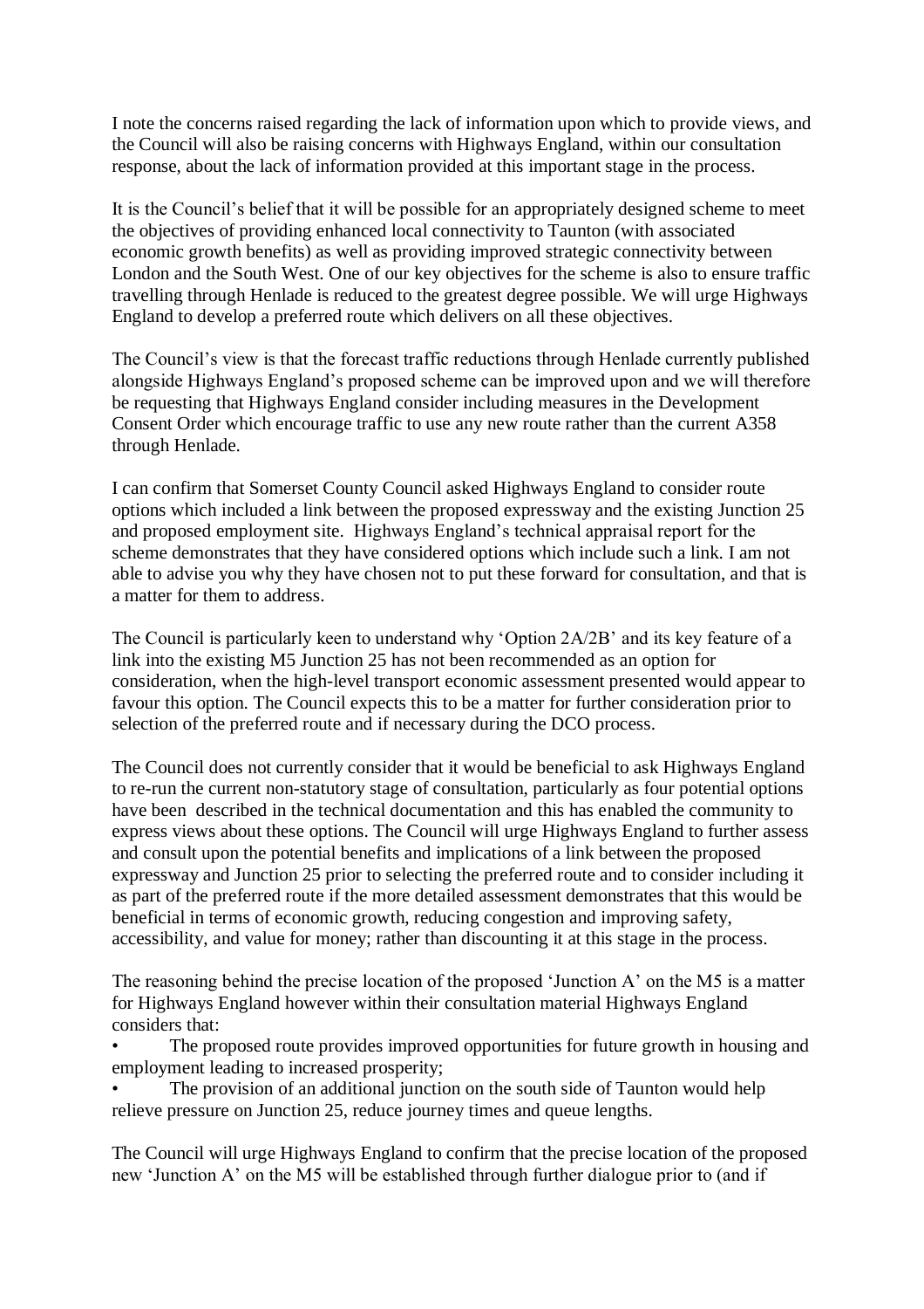I note the concerns raised regarding the lack of information upon which to provide views, and the Council will also be raising concerns with Highways England, within our consultation response, about the lack of information provided at this important stage in the process.

It is the Council's belief that it will be possible for an appropriately designed scheme to meet the objectives of providing enhanced local connectivity to Taunton (with associated economic growth benefits) as well as providing improved strategic connectivity between London and the South West. One of our key objectives for the scheme is also to ensure traffic travelling through Henlade is reduced to the greatest degree possible. We will urge Highways England to develop a preferred route which delivers on all these objectives.

The Council's view is that the forecast traffic reductions through Henlade currently published alongside Highways England's proposed scheme can be improved upon and we will therefore be requesting that Highways England consider including measures in the Development Consent Order which encourage traffic to use any new route rather than the current A358 through Henlade.

I can confirm that Somerset County Council asked Highways England to consider route options which included a link between the proposed expressway and the existing Junction 25 and proposed employment site. Highways England's technical appraisal report for the scheme demonstrates that they have considered options which include such a link. I am not able to advise you why they have chosen not to put these forward for consultation, and that is a matter for them to address.

The Council is particularly keen to understand why 'Option 2A/2B' and its key feature of a link into the existing M5 Junction 25 has not been recommended as an option for consideration, when the high-level transport economic assessment presented would appear to favour this option. The Council expects this to be a matter for further consideration prior to selection of the preferred route and if necessary during the DCO process.

The Council does not currently consider that it would be beneficial to ask Highways England to re-run the current non-statutory stage of consultation, particularly as four potential options have been described in the technical documentation and this has enabled the community to express views about these options. The Council will urge Highways England to further assess and consult upon the potential benefits and implications of a link between the proposed expressway and Junction 25 prior to selecting the preferred route and to consider including it as part of the preferred route if the more detailed assessment demonstrates that this would be beneficial in terms of economic growth, reducing congestion and improving safety, accessibility, and value for money; rather than discounting it at this stage in the process.

The reasoning behind the precise location of the proposed 'Junction A' on the M5 is a matter for Highways England however within their consultation material Highways England considers that:

- The proposed route provides improved opportunities for future growth in housing and employment leading to increased prosperity;
- The provision of an additional junction on the south side of Taunton would help relieve pressure on Junction 25, reduce journey times and queue lengths.

The Council will urge Highways England to confirm that the precise location of the proposed new 'Junction A' on the M5 will be established through further dialogue prior to (and if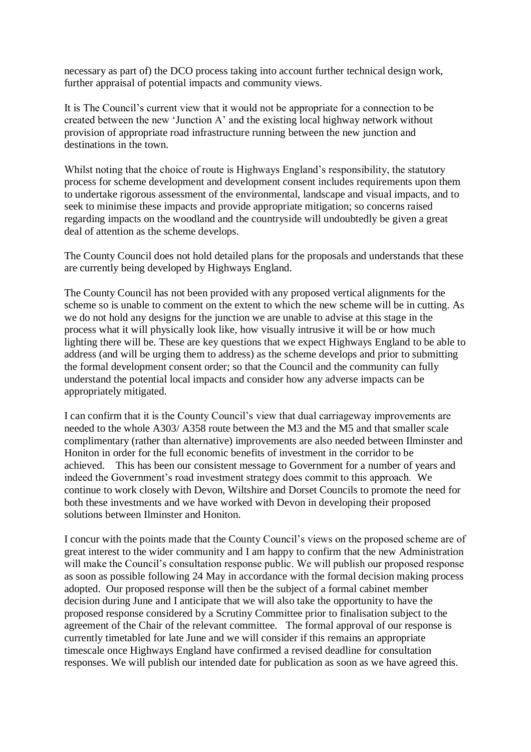necessary as part of) the DCO process taking into account further technical design work, further appraisal of potential impacts and community views.

It is The Council's current view that it would not be appropriate for a connection to be created between the new 'Junction A' and the existing local highway network without provision of appropriate road infrastructure running between the new junction and destinations in the town.

Whilst noting that the choice of route is Highways England's responsibility, the statutory process for scheme development and development consent includes requirements upon them to undertake rigorous assessment of the environmental, landscape and visual impacts, and to seek to minimise these impacts and provide appropriate mitigation; so concerns raised regarding impacts on the woodland and the countryside will undoubtedly be given a great deal of attention as the scheme develops.

The County Council does not hold detailed plans for the proposals and understands that these are currently being developed by Highways England.

The County Council has not been provided with any proposed vertical alignments for the scheme so is unable to comment on the extent to which the new scheme will be in cutting. As we do not hold any designs for the junction we are unable to advise at this stage in the process what it will physically look like, how visually intrusive it will be or how much lighting there will be. These are key questions that we expect Highways England to be able to address (and will be urging them to address) as the scheme develops and prior to submitting the formal development consent order; so that the Council and the community can fully understand the potential local impacts and consider how any adverse impacts can be appropriately mitigated.

I can confirm that it is the County Council's view that dual carriageway improvements are needed to the whole A303/ A358 route between the M3 and the M5 and that smaller scale complimentary (rather than alternative) improvements are also needed between Ilminster and Honiton in order for the full economic benefits of investment in the corridor to be achieved. This has been our consistent message to Government for a number of years and indeed the Government's road investment strategy does commit to this approach. We continue to work closely with Devon, Wiltshire and Dorset Councils to promote the need for both these investments and we have worked with Devon in developing their proposed solutions between Ilminster and Honiton.

I concur with the points made that the County Council's views on the proposed scheme are of great interest to the wider community and I am happy to confirm that the new Administration will make the Council's consultation response public. We will publish our proposed response as soon as possible following 24 May in accordance with the formal decision making process adopted. Our proposed response will then be the subject of a formal cabinet member decision during June and I anticipate that we will also take the opportunity to have the proposed response considered by a Scrutiny Committee prior to finalisation subject to the agreement of the Chair of the relevant committee. The formal approval of our response is currently timetabled for late June and we will consider if this remains an appropriate timescale once Highways England have confirmed a revised deadline for consultation responses. We will publish our intended date for publication as soon as we have agreed this.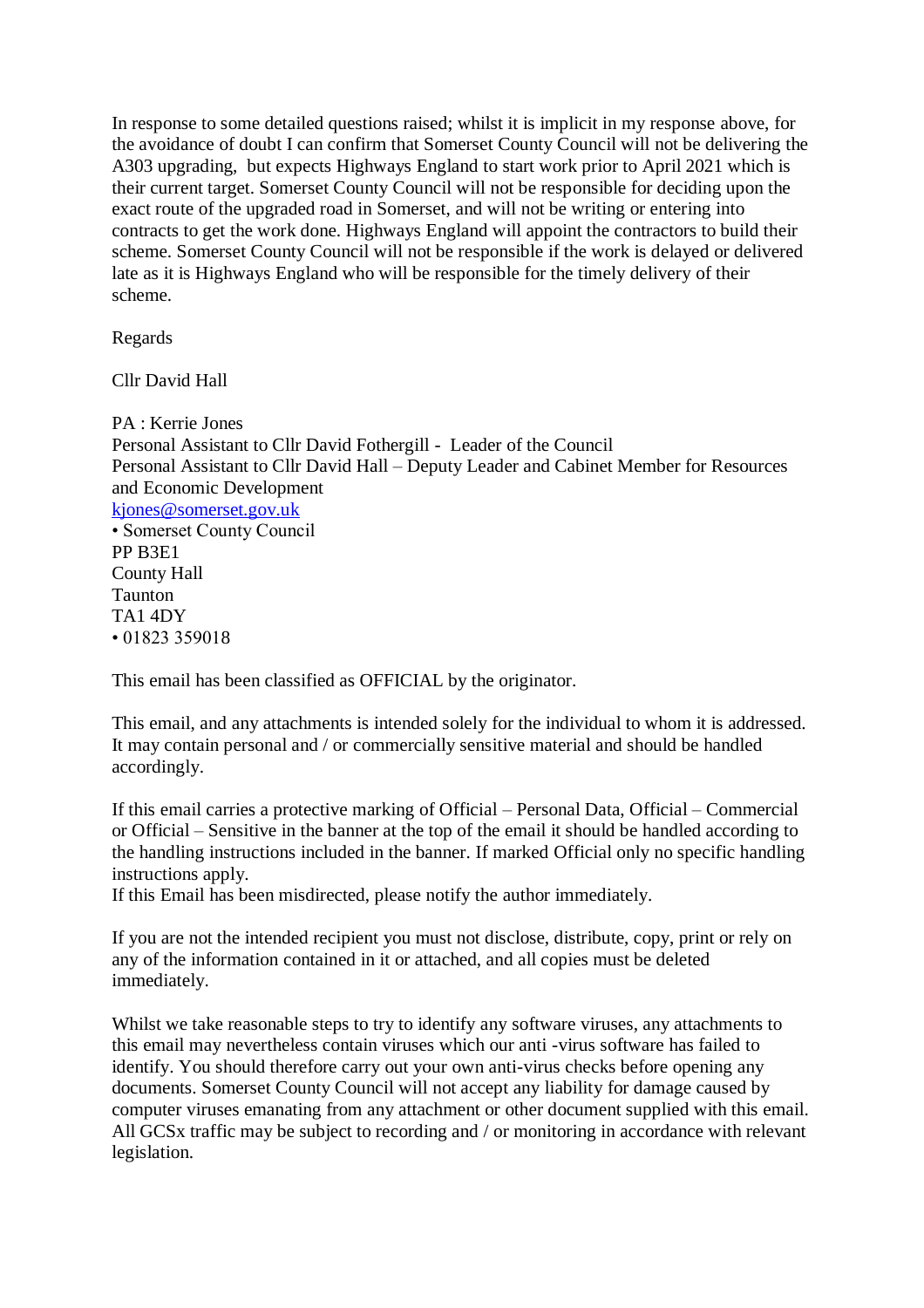In response to some detailed questions raised; whilst it is implicit in my response above, for the avoidance of doubt I can confirm that Somerset County Council will not be delivering the A303 upgrading,  but expects Highways England to start work prior to April 2021 which is their current target. Somerset County Council will not be responsible for deciding upon the exact route of the upgraded road in Somerset, and will not be writing or entering into contracts to get the work done. Highways England will appoint the contractors to build their scheme. Somerset County Council will not be responsible if the work is delayed or delivered late as it is Highways England who will be responsible for the timely delivery of their scheme.

Regards

Cllr David Hall

PA : Kerrie Jones  
Personal Assistant to Cllr David Fothergill -  Leader of the Council  
Personal Assistant to Cllr David Hall – Deputy Leader and Cabinet Member for Resources and Economic Development  
kjones@somerset.gov.uk  
• Somerset County Council  
PP B3E1  
County Hall  
Taunton  
TA1 4DY  
• 01823 359018

This email has been classified as OFFICIAL by the originator.

This email, and any attachments is intended solely for the individual to whom it is addressed. It may contain personal and / or commercially sensitive material and should be handled accordingly.

If this email carries a protective marking of Official – Personal Data, Official – Commercial or Official – Sensitive in the banner at the top of the email it should be handled according to the handling instructions included in the banner. If marked Official only no specific handling instructions apply.  
If this Email has been misdirected, please notify the author immediately.

If you are not the intended recipient you must not disclose, distribute, copy, print or rely on any of the information contained in it or attached, and all copies must be deleted immediately.

Whilst we take reasonable steps to try to identify any software viruses, any attachments to this email may nevertheless contain viruses which our anti -virus software has failed to identify. You should therefore carry out your own anti-virus checks before opening any documents. Somerset County Council will not accept any liability for damage caused by computer viruses emanating from any attachment or other document supplied with this email. All GCSx traffic may be subject to recording and / or monitoring in accordance with relevant legislation.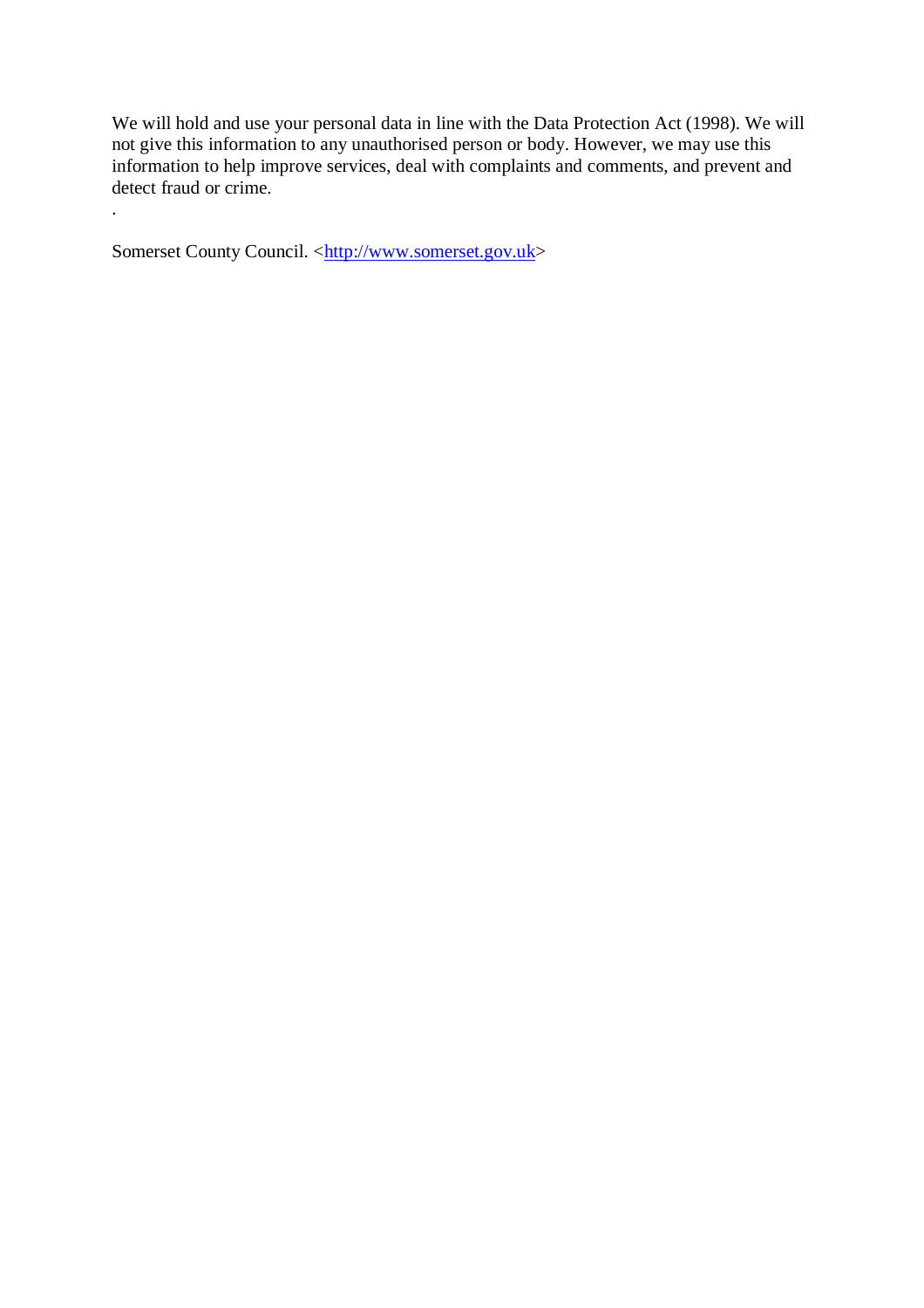We will hold and use your personal data in line with the Data Protection Act (1998). We will not give this information to any unauthorised person or body. However, we may use this information to help improve services, deal with complaints and comments, and prevent and detect fraud or crime.

.

Somerset County Council. <http://www.somerset.gov.uk>